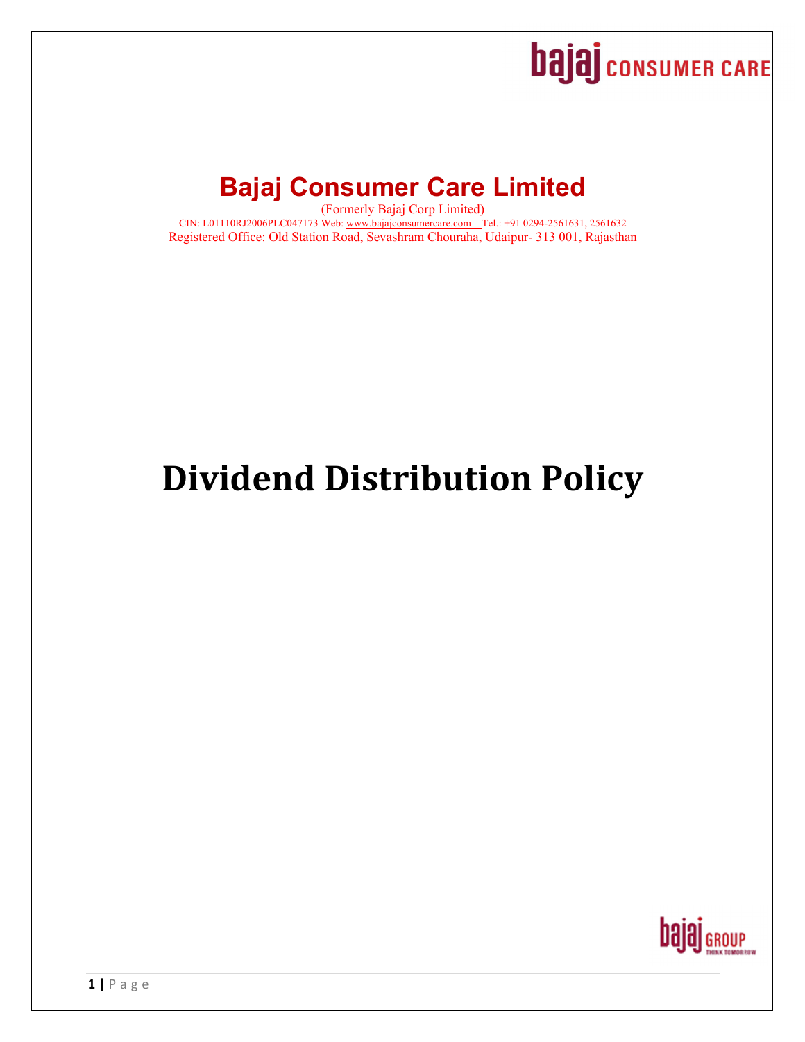# Bajaj Consumer Care Limited

(Formerly Bajaj Corp Limited)

CIN: L01110RJ2006PLC047173 Web: www.bajajconsumercare.com Tel.: +91 0294-2561631, 2561632

Registered Office: Old Station Road, Sevashram Chouraha, Udaipur- 313 001, Rajasthan

# Dividend Distribution Policy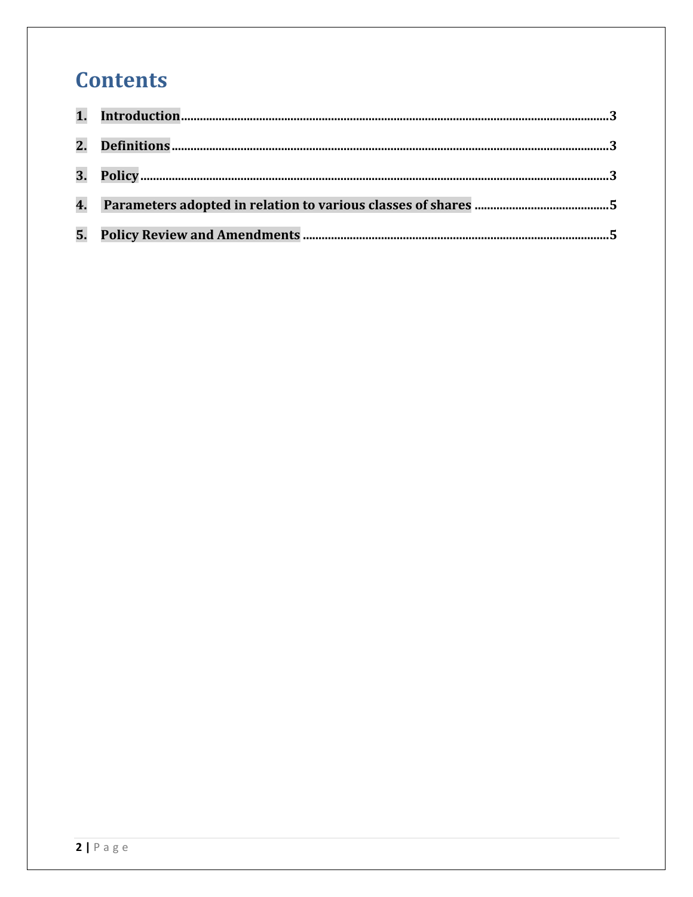# Contents

1. **Introduction** .......... 3
2. **Definitions** .......... 3
3. **Policy** .......... 3
4. **Parameters adopted in relation to various classes of shares** .......... 5
5. **Policy Review and Amendments** .......... 5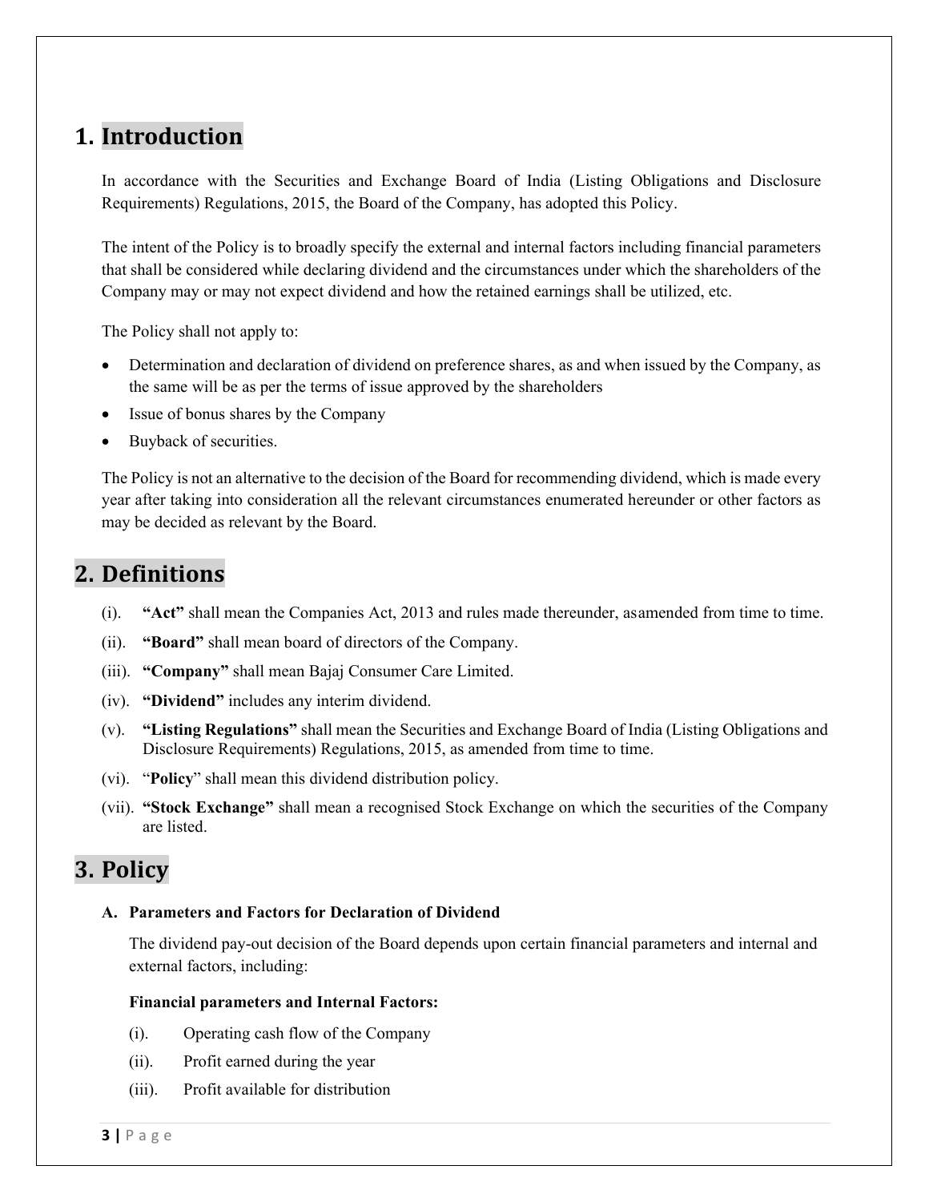# 1. Introduction

In accordance with the Securities and Exchange Board of India (Listing Obligations and Disclosure Requirements) Regulations, 2015, the Board of the Company, has adopted this Policy.

The intent of the Policy is to broadly specify the external and internal factors including financial parameters that shall be considered while declaring dividend and the circumstances under which the shareholders of the Company may or may not expect dividend and how the retained earnings shall be utilized, etc.

The Policy shall not apply to:

- Determination and declaration of dividend on preference shares, as and when issued by the Company, as the same will be as per the terms of issue approved by the shareholders
- Issue of bonus shares by the Company
- Buyback of securities.

The Policy is not an alternative to the decision of the Board for recommending dividend, which is made every year after taking into consideration all the relevant circumstances enumerated hereunder or other factors as may be decided as relevant by the Board.

# 2. Definitions

(i). **"Act"** shall mean the Companies Act, 2013 and rules made thereunder, asamended from time to time.

(ii). **"Board"** shall mean board of directors of the Company.

(iii). **"Company"** shall mean Bajaj Consumer Care Limited.

(iv). **"Dividend"** includes any interim dividend.

(v). **"Listing Regulations"** shall mean the Securities and Exchange Board of India (Listing Obligations and Disclosure Requirements) Regulations, 2015, as amended from time to time.

(vi). "**Policy**" shall mean this dividend distribution policy.

(vii). **"Stock Exchange"** shall mean a recognised Stock Exchange on which the securities of the Company are listed.

# 3. Policy

### A. Parameters and Factors for Declaration of Dividend

The dividend pay-out decision of the Board depends upon certain financial parameters and internal and external factors, including:

**Financial parameters and Internal Factors:**

(i). Operating cash flow of the Company

(ii). Profit earned during the year

(iii). Profit available for distribution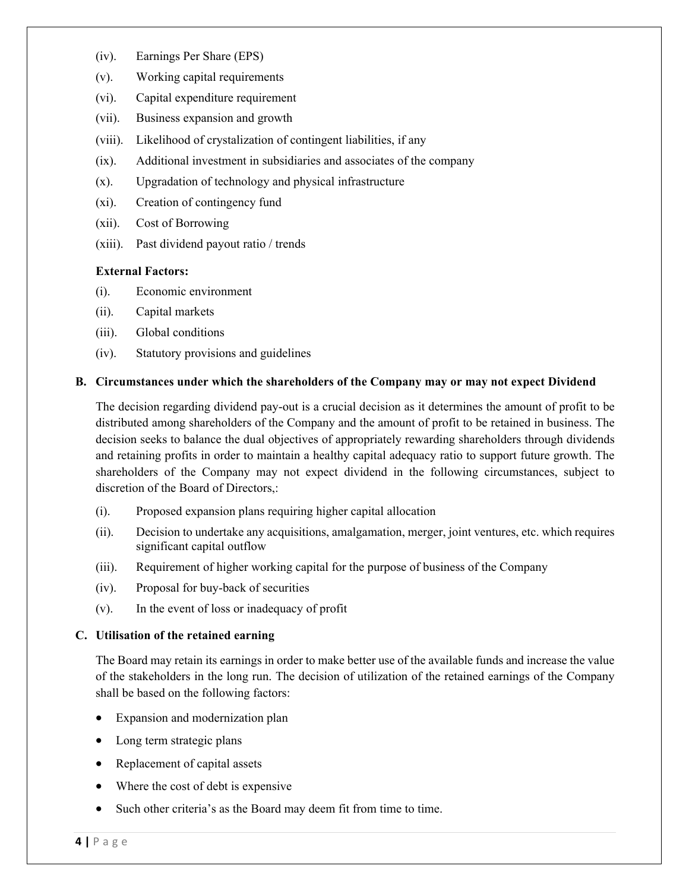(iv). Earnings Per Share (EPS)

(v). Working capital requirements

(vi). Capital expenditure requirement

(vii). Business expansion and growth

(viii). Likelihood of crystalization of contingent liabilities, if any

(ix). Additional investment in subsidiaries and associates of the company

(x). Upgradation of technology and physical infrastructure

(xi). Creation of contingency fund

(xii). Cost of Borrowing

(xiii). Past dividend payout ratio / trends

**External Factors:**

(i). Economic environment

(ii). Capital markets

(iii). Global conditions

(iv). Statutory provisions and guidelines

## B. Circumstances under which the shareholders of the Company may or may not expect Dividend

The decision regarding dividend pay-out is a crucial decision as it determines the amount of profit to be distributed among shareholders of the Company and the amount of profit to be retained in business. The decision seeks to balance the dual objectives of appropriately rewarding shareholders through dividends and retaining profits in order to maintain a healthy capital adequacy ratio to support future growth. The shareholders of the Company may not expect dividend in the following circumstances, subject to discretion of the Board of Directors,:

(i). Proposed expansion plans requiring higher capital allocation

(ii). Decision to undertake any acquisitions, amalgamation, merger, joint ventures, etc. which requires significant capital outflow

(iii). Requirement of higher working capital for the purpose of business of the Company

(iv). Proposal for buy-back of securities

(v). In the event of loss or inadequacy of profit

## C. Utilisation of the retained earning

The Board may retain its earnings in order to make better use of the available funds and increase the value of the stakeholders in the long run. The decision of utilization of the retained earnings of the Company shall be based on the following factors:

- Expansion and modernization plan
- Long term strategic plans
- Replacement of capital assets
- Where the cost of debt is expensive
- Such other criteria's as the Board may deem fit from time to time.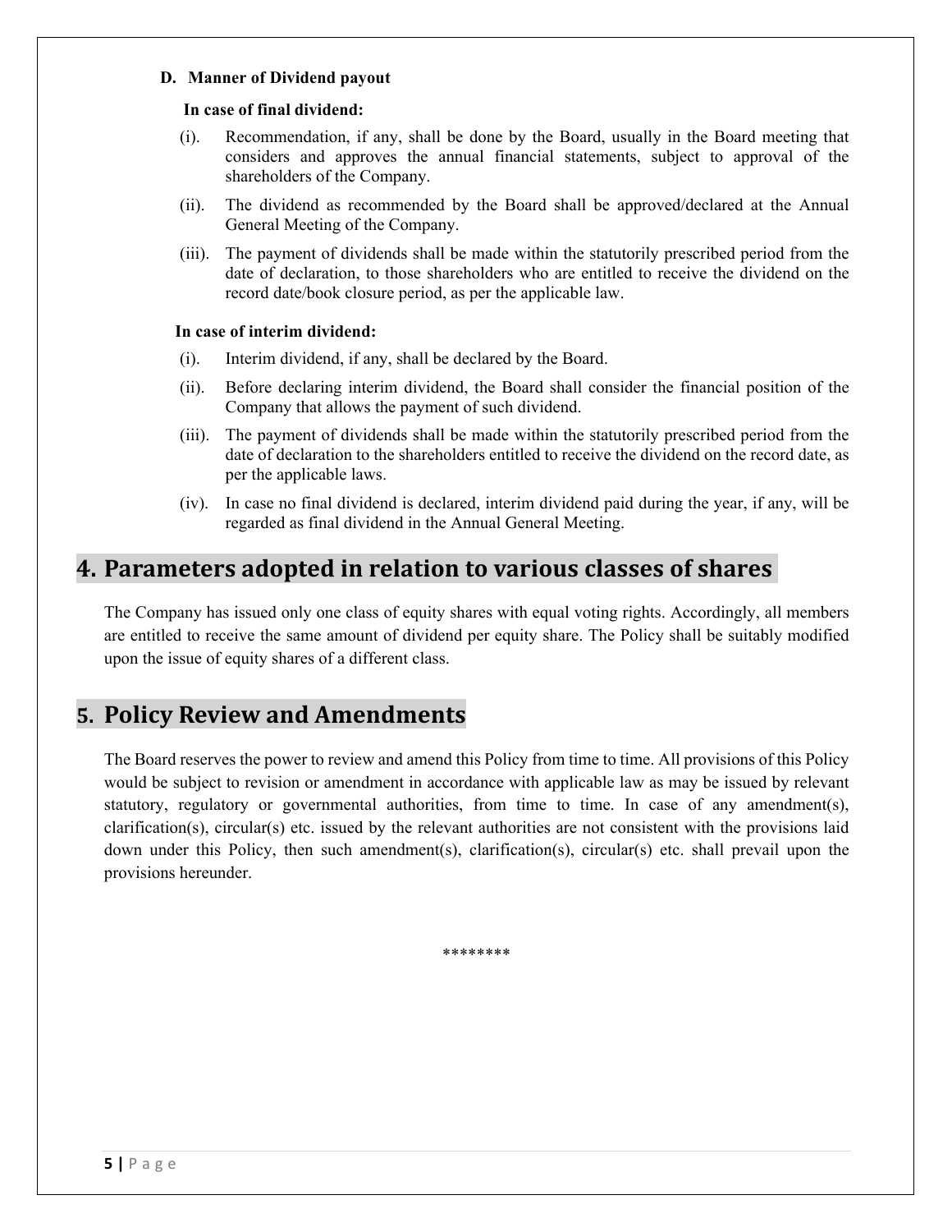**D. Manner of Dividend payout**

**In case of final dividend:**

(i). Recommendation, if any, shall be done by the Board, usually in the Board meeting that considers and approves the annual financial statements, subject to approval of the shareholders of the Company.

(ii). The dividend as recommended by the Board shall be approved/declared at the Annual General Meeting of the Company.

(iii). The payment of dividends shall be made within the statutorily prescribed period from the date of declaration, to those shareholders who are entitled to receive the dividend on the record date/book closure period, as per the applicable law.

**In case of interim dividend:**

(i). Interim dividend, if any, shall be declared by the Board.

(ii). Before declaring interim dividend, the Board shall consider the financial position of the Company that allows the payment of such dividend.

(iii). The payment of dividends shall be made within the statutorily prescribed period from the date of declaration to the shareholders entitled to receive the dividend on the record date, as per the applicable laws.

(iv). In case no final dividend is declared, interim dividend paid during the year, if any, will be regarded as final dividend in the Annual General Meeting.

## 4. Parameters adopted in relation to various classes of shares

The Company has issued only one class of equity shares with equal voting rights. Accordingly, all members are entitled to receive the same amount of dividend per equity share. The Policy shall be suitably modified upon the issue of equity shares of a different class.

## 5. Policy Review and Amendments

The Board reserves the power to review and amend this Policy from time to time. All provisions of this Policy would be subject to revision or amendment in accordance with applicable law as may be issued by relevant statutory, regulatory or governmental authorities, from time to time. In case of any amendment(s), clarification(s), circular(s) etc. issued by the relevant authorities are not consistent with the provisions laid down under this Policy, then such amendment(s), clarification(s), circular(s) etc. shall prevail upon the provisions hereunder.

********